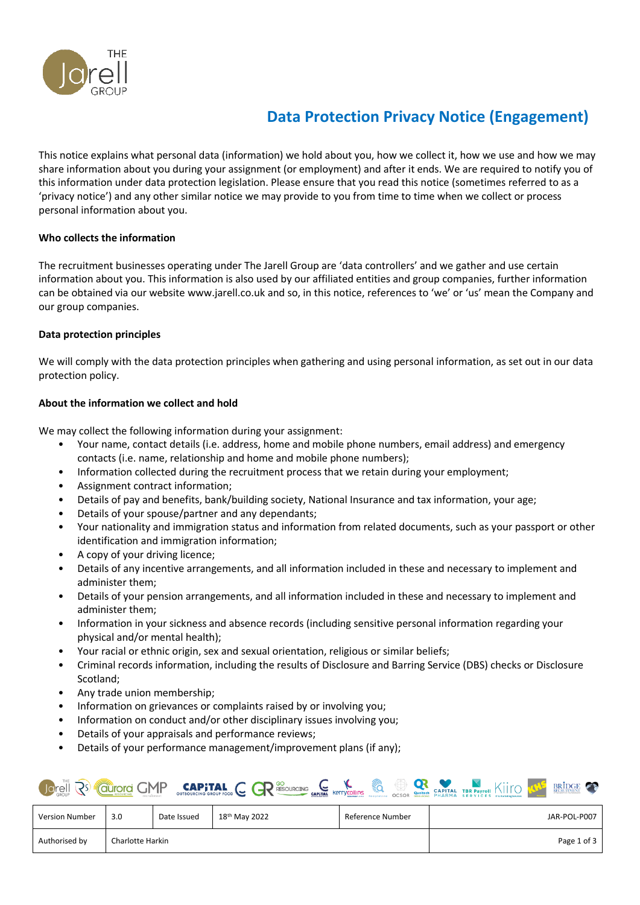# Data Protection Privacy Notice (Engagement)

This notice explains what personal data (information) we hold about you, how we collect it, how we use and how we may share information about you during your assignment (or employment) and after it ends. We are required to notify you of this information under data protection legislation. Please ensure that you read this notice (sometimes referred to as a 'privacy notice') and any other similar notice we may provide to you from time to time when we collect or process personal information about you.

**Who collects the information**

The recruitment businesses operating under The Jarell Group are 'data controllers' and we gather and use certain information about you. This information is also used by our affiliated entities and group companies, further information can be obtained via our website www.jarell.co.uk and so, in this notice, references to 'we' or 'us' mean the Company and our group companies.

**Data protection principles**

We will comply with the data protection principles when gathering and using personal information, as set out in our data protection policy.

**About the information we collect and hold**

We may collect the following information during your assignment:

- Your name, contact details (i.e. address, home and mobile phone numbers, email address) and emergency contacts (i.e. name, relationship and home and mobile phone numbers);
- Information collected during the recruitment process that we retain during your employment;
- Assignment contract information;
- Details of pay and benefits, bank/building society, National Insurance and tax information, your age;
- Details of your spouse/partner and any dependants;
- Your nationality and immigration status and information from related documents, such as your passport or other identification and immigration information;
- A copy of your driving licence;
- Details of any incentive arrangements, and all information included in these and necessary to implement and administer them;
- Details of your pension arrangements, and all information included in these and necessary to implement and administer them;
- Information in your sickness and absence records (including sensitive personal information regarding your physical and/or mental health);
- Your racial or ethnic origin, sex and sexual orientation, religious or similar beliefs;
- Criminal records information, including the results of Disclosure and Barring Service (DBS) checks or Disclosure Scotland;
- Any trade union membership;
- Information on grievances or complaints raised by or involving you;
- Information on conduct and/or other disciplinary issues involving you;
- Details of your appraisals and performance reviews;
- Details of your performance management/improvement plans (if any);

| | | | | | |
|---|---|---|---|---|---|
| Version Number | 3.0 | Date Issued | 18th May 2022 | Reference Number | JAR-POL-P007 |
| Authorised by | Charlotte Harkin | | | | |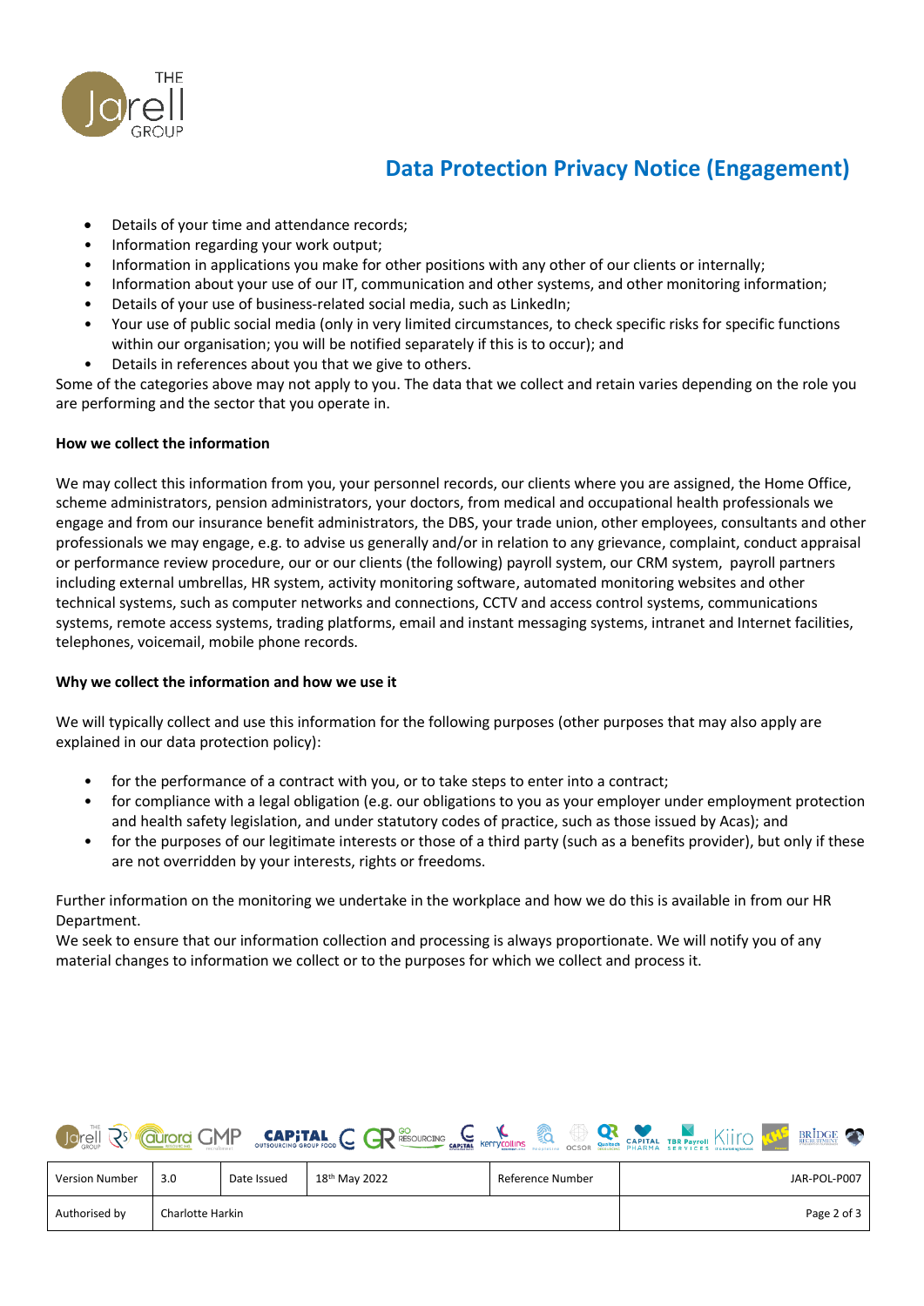- Details of your time and attendance records;
- Information regarding your work output;
- Information in applications you make for other positions with any other of our clients or internally;
- Information about your use of our IT, communication and other systems, and other monitoring information;
- Details of your use of business-related social media, such as LinkedIn;
- Your use of public social media (only in very limited circumstances, to check specific risks for specific functions within our organisation; you will be notified separately if this is to occur); and
- Details in references about you that we give to others.

Some of the categories above may not apply to you. The data that we collect and retain varies depending on the role you are performing and the sector that you operate in.

**How we collect the information**

We may collect this information from you, your personnel records, our clients where you are assigned, the Home Office, scheme administrators, pension administrators, your doctors, from medical and occupational health professionals we engage and from our insurance benefit administrators, the DBS, your trade union, other employees, consultants and other professionals we may engage, e.g. to advise us generally and/or in relation to any grievance, complaint, conduct appraisal or performance review procedure, our or our clients (the following) payroll system, our CRM system, payroll partners including external umbrellas, HR system, activity monitoring software, automated monitoring websites and other technical systems, such as computer networks and connections, CCTV and access control systems, communications systems, remote access systems, trading platforms, email and instant messaging systems, intranet and Internet facilities, telephones, voicemail, mobile phone records.

**Why we collect the information and how we use it**

We will typically collect and use this information for the following purposes (other purposes that may also apply are explained in our data protection policy):

- for the performance of a contract with you, or to take steps to enter into a contract;
- for compliance with a legal obligation (e.g. our obligations to you as your employer under employment protection and health safety legislation, and under statutory codes of practice, such as those issued by Acas); and
- for the purposes of our legitimate interests or those of a third party (such as a benefits provider), but only if these are not overridden by your interests, rights or freedoms.

Further information on the monitoring we undertake in the workplace and how we do this is available in from our HR Department.

We seek to ensure that our information collection and processing is always proportionate. We will notify you of any material changes to information we collect or to the purposes for which we collect and process it.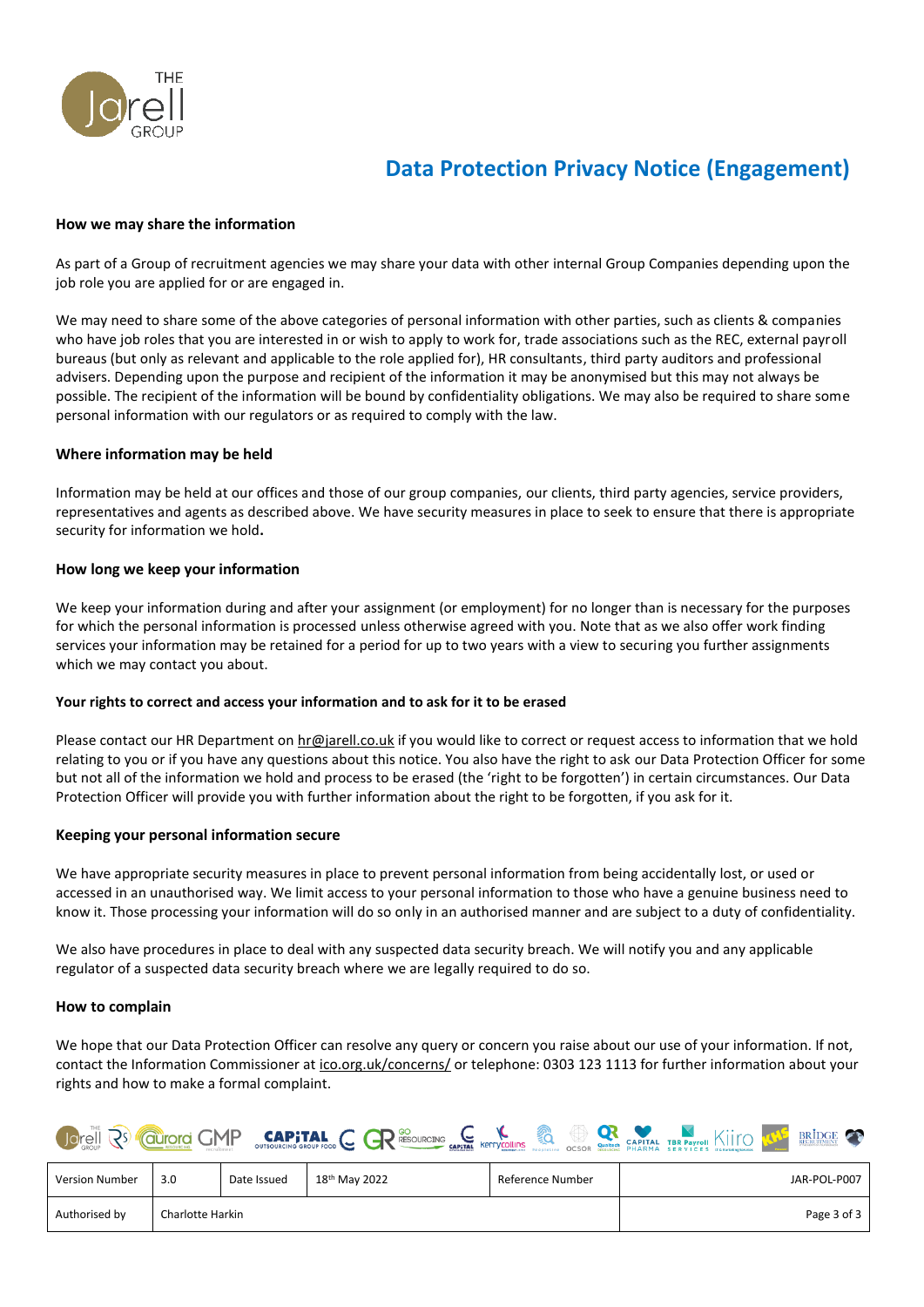# Data Protection Privacy Notice (Engagement)

**How we may share the information**

As part of a Group of recruitment agencies we may share your data with other internal Group Companies depending upon the job role you are applied for or are engaged in.

We may need to share some of the above categories of personal information with other parties, such as clients & companies who have job roles that you are interested in or wish to apply to work for, trade associations such as the REC, external payroll bureaus (but only as relevant and applicable to the role applied for), HR consultants, third party auditors and professional advisers. Depending upon the purpose and recipient of the information it may be anonymised but this may not always be possible. The recipient of the information will be bound by confidentiality obligations. We may also be required to share some personal information with our regulators or as required to comply with the law.

**Where information may be held**

Information may be held at our offices and those of our group companies, our clients, third party agencies, service providers, representatives and agents as described above. We have security measures in place to seek to ensure that there is appropriate security for information we hold**.**

**How long we keep your information**

We keep your information during and after your assignment (or employment) for no longer than is necessary for the purposes for which the personal information is processed unless otherwise agreed with you. Note that as we also offer work finding services your information may be retained for a period for up to two years with a view to securing you further assignments which we may contact you about.

**Your rights to correct and access your information and to ask for it to be erased**

Please contact our HR Department on hr@jarell.co.uk if you would like to correct or request access to information that we hold relating to you or if you have any questions about this notice. You also have the right to ask our Data Protection Officer for some but not all of the information we hold and process to be erased (the 'right to be forgotten') in certain circumstances. Our Data Protection Officer will provide you with further information about the right to be forgotten, if you ask for it.

**Keeping your personal information secure**

We have appropriate security measures in place to prevent personal information from being accidentally lost, or used or accessed in an unauthorised way. We limit access to your personal information to those who have a genuine business need to know it. Those processing your information will do so only in an authorised manner and are subject to a duty of confidentiality.

We also have procedures in place to deal with any suspected data security breach. We will notify you and any applicable regulator of a suspected data security breach where we are legally required to do so.

**How to complain**

We hope that our Data Protection Officer can resolve any query or concern you raise about our use of your information. If not, contact the Information Commissioner at ico.org.uk/concerns/ or telephone: 0303 123 1113 for further information about your rights and how to make a formal complaint.

| | | | | | |
|---|---|---|---|---|---|
| Version Number | 3.0 | Date Issued | 18th May 2022 | Reference Number | JAR-POL-P007 |
| Authorised by | Charlotte Harkin | | | | |